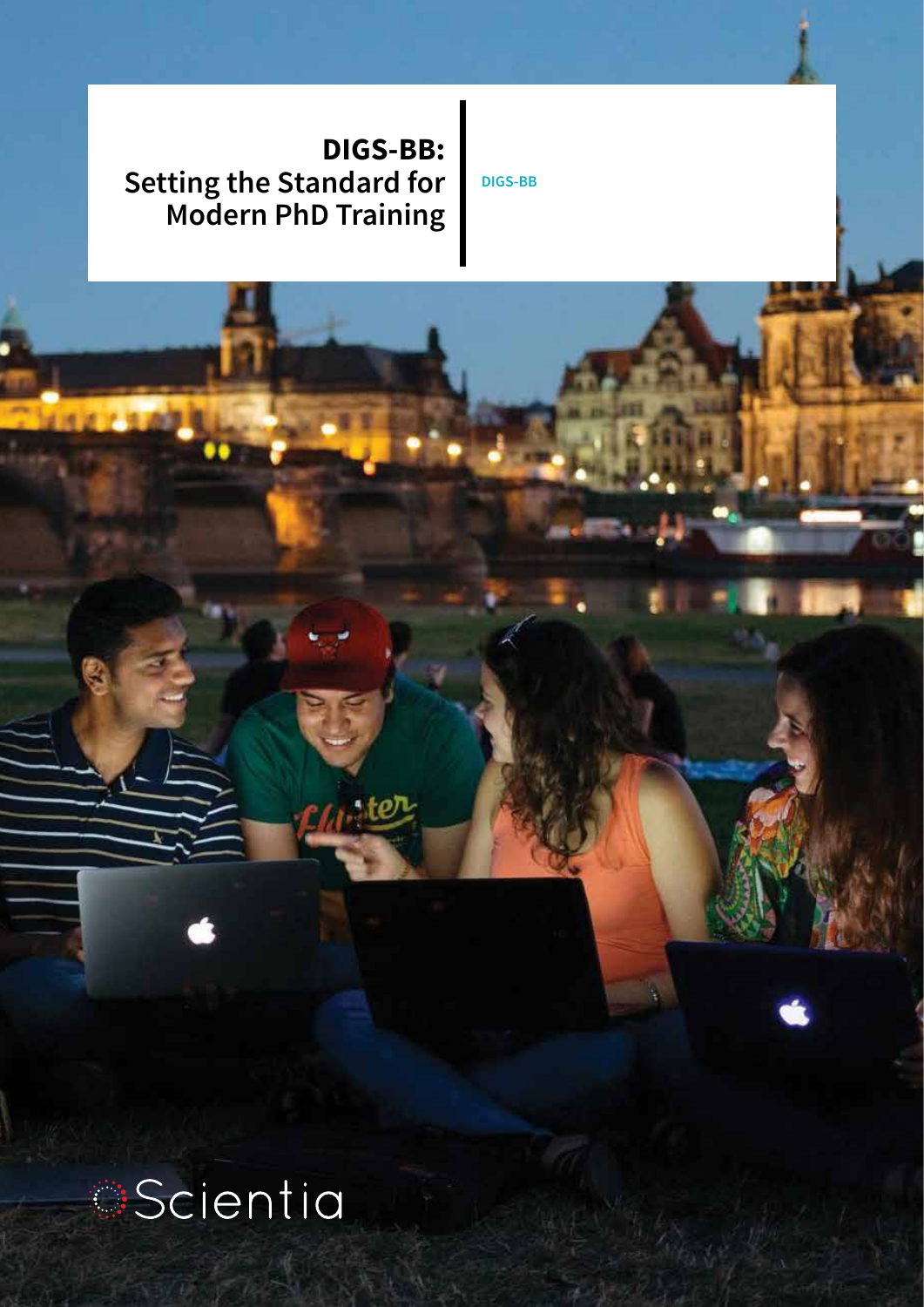# DIGS-BB: Setting the Standard for Modern PhD Training

DIGS-BB

Scientia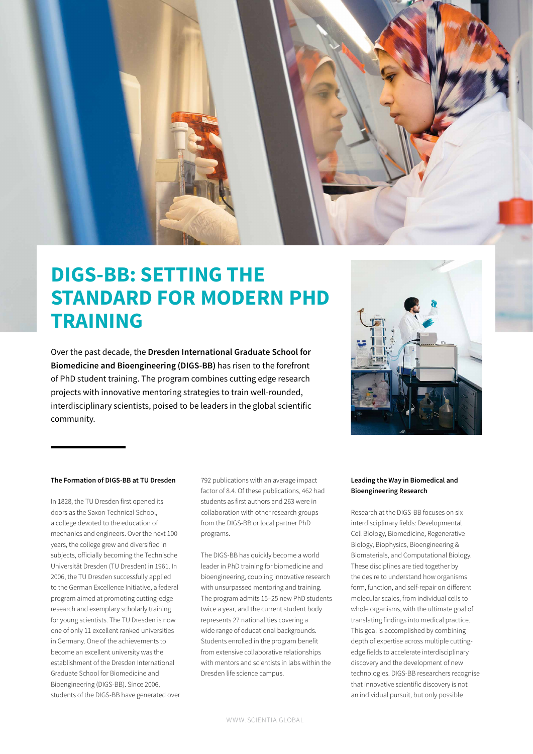# DIGS-BB: SETTING THE STANDARD FOR MODERN PHD TRAINING

Over the past decade, the **Dresden International Graduate School for Biomedicine and Bioengineering (DIGS-BB)** has risen to the forefront of PhD student training. The program combines cutting edge research projects with innovative mentoring strategies to train well-rounded, interdisciplinary scientists, poised to be leaders in the global scientific community.

**The Formation of DIGS-BB at TU Dresden**

In 1828, the TU Dresden first opened its doors as the Saxon Technical School, a college devoted to the education of mechanics and engineers. Over the next 100 years, the college grew and diversified in subjects, officially becoming the Technische Universität Dresden (TU Dresden) in 1961. In 2006, the TU Dresden successfully applied to the German Excellence Initiative, a federal program aimed at promoting cutting-edge research and exemplary scholarly training for young scientists. The TU Dresden is now one of only 11 excellent ranked universities in Germany. One of the achievements to become an excellent university was the establishment of the Dresden International Graduate School for Biomedicine and Bioengineering (DIGS-BB). Since 2006, students of the DIGS-BB have generated over 792 publications with an average impact factor of 8.4. Of these publications, 462 had students as first authors and 263 were in collaboration with other research groups from the DIGS-BB or local partner PhD programs.

The DIGS-BB has quickly become a world leader in PhD training for biomedicine and bioengineering, coupling innovative research with unsurpassed mentoring and training. The program admits 15–25 new PhD students twice a year, and the current student body represents 27 nationalities covering a wide range of educational backgrounds. Students enrolled in the program benefit from extensive collaborative relationships with mentors and scientists in labs within the Dresden life science campus.

**Leading the Way in Biomedical and Bioengineering Research**

Research at the DIGS-BB focuses on six interdisciplinary fields: Developmental Cell Biology, Biomedicine, Regenerative Biology, Biophysics, Bioengineering & Biomaterials, and Computational Biology. These disciplines are tied together by the desire to understand how organisms form, function, and self-repair on different molecular scales, from individual cells to whole organisms, with the ultimate goal of translating findings into medical practice. This goal is accomplished by combining depth of expertise across multiple cutting-edge fields to accelerate interdisciplinary discovery and the development of new technologies. DIGS-BB researchers recognise that innovative scientific discovery is not an individual pursuit, but only possible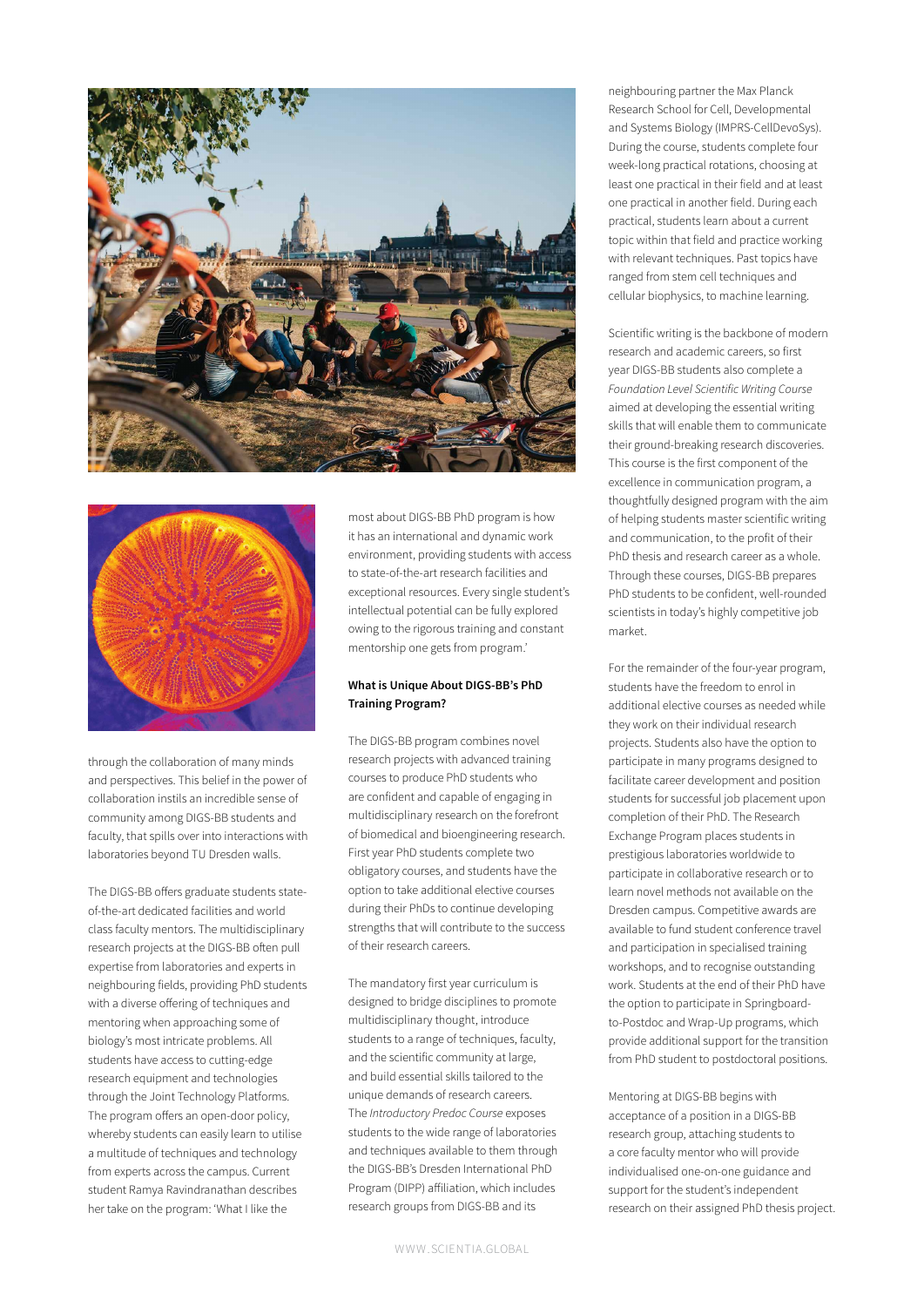through the collaboration of many minds and perspectives. This belief in the power of collaboration instils an incredible sense of community among DIGS-BB students and faculty, that spills over into interactions with laboratories beyond TU Dresden walls.

The DIGS-BB offers graduate students state-of-the-art dedicated facilities and world class faculty mentors. The multidisciplinary research projects at the DIGS-BB often pull expertise from laboratories and experts in neighbouring fields, providing PhD students with a diverse offering of techniques and mentoring when approaching some of biology's most intricate problems. All students have access to cutting-edge research equipment and technologies through the Joint Technology Platforms. The program offers an open-door policy, whereby students can easily learn to utilise a multitude of techniques and technology from experts across the campus. Current student Ramya Ravindranathan describes her take on the program: 'What I like the most about DIGS-BB PhD program is how it has an international and dynamic work environment, providing students with access to state-of-the-art research facilities and exceptional resources. Every single student's intellectual potential can be fully explored owing to the rigorous training and constant mentorship one gets from program.'

### What is Unique About DIGS-BB's PhD Training Program?

The DIGS-BB program combines novel research projects with advanced training courses to produce PhD students who are confident and capable of engaging in multidisciplinary research on the forefront of biomedical and bioengineering research. First year PhD students complete two obligatory courses, and students have the option to take additional elective courses during their PhDs to continue developing strengths that will contribute to the success of their research careers.

The mandatory first year curriculum is designed to bridge disciplines to promote multidisciplinary thought, introduce students to a range of techniques, faculty, and the scientific community at large, and build essential skills tailored to the unique demands of research careers. The *Introductory Predoc Course* exposes students to the wide range of laboratories and techniques available to them through the DIGS-BB's Dresden International PhD Program (DIPP) affiliation, which includes research groups from DIGS-BB and its neighbouring partner the Max Planck Research School for Cell, Developmental and Systems Biology (IMPRS-CellDevoSys). During the course, students complete four week-long practical rotations, choosing at least one practical in their field and at least one practical in another field. During each practical, students learn about a current topic within that field and practice working with relevant techniques. Past topics have ranged from stem cell techniques and cellular biophysics, to machine learning.

Scientific writing is the backbone of modern research and academic careers, so first year DIGS-BB students also complete a *Foundation Level Scientific Writing Course* aimed at developing the essential writing skills that will enable them to communicate their ground-breaking research discoveries. This course is the first component of the excellence in communication program, a thoughtfully designed program with the aim of helping students master scientific writing and communication, to the profit of their PhD thesis and research career as a whole. Through these courses, DIGS-BB prepares PhD students to be confident, well-rounded scientists in today's highly competitive job market.

For the remainder of the four-year program, students have the freedom to enrol in additional elective courses as needed while they work on their individual research projects. Students also have the option to participate in many programs designed to facilitate career development and position students for successful job placement upon completion of their PhD. The Research Exchange Program places students in prestigious laboratories worldwide to participate in collaborative research or to learn novel methods not available on the Dresden campus. Competitive awards are available to fund student conference travel and participation in specialised training workshops, and to recognise outstanding work. Students at the end of their PhD have the option to participate in Springboard-to-Postdoc and Wrap-Up programs, which provide additional support for the transition from PhD student to postdoctoral positions.

Mentoring at DIGS-BB begins with acceptance of a position in a DIGS-BB research group, attaching students to a core faculty mentor who will provide individualised one-on-one guidance and support for the student's independent research on their assigned PhD thesis project.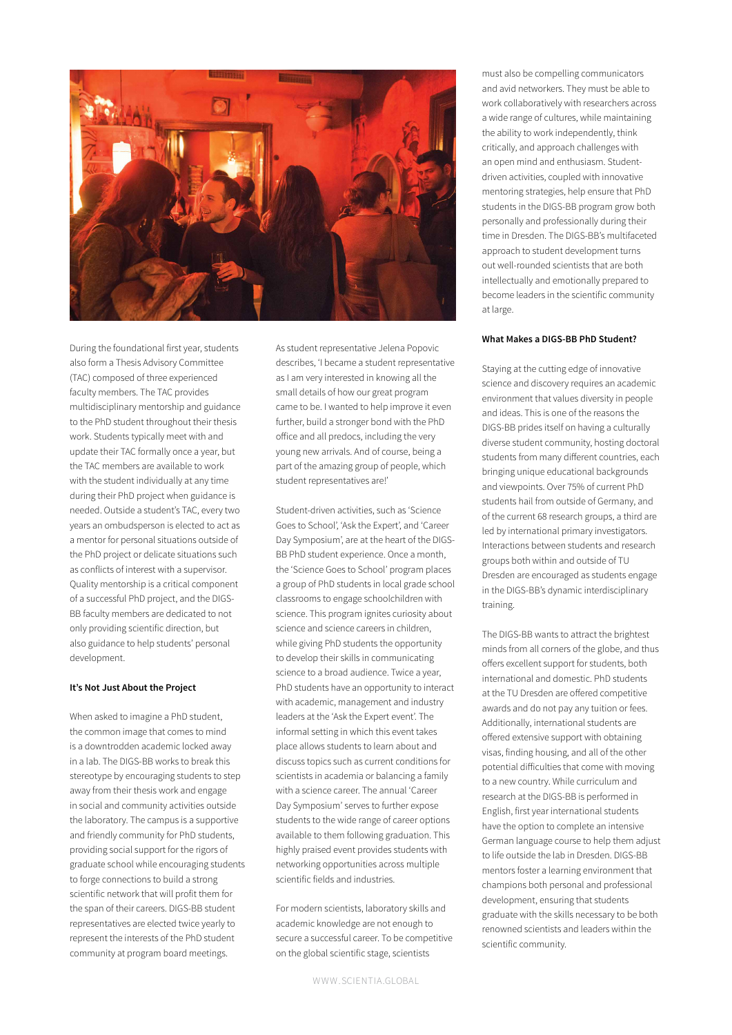During the foundational first year, students also form a Thesis Advisory Committee (TAC) composed of three experienced faculty members. The TAC provides multidisciplinary mentorship and guidance to the PhD student throughout their thesis work. Students typically meet with and update their TAC formally once a year, but the TAC members are available to work with the student individually at any time during their PhD project when guidance is needed. Outside a student's TAC, every two years an ombudsperson is elected to act as a mentor for personal situations outside of the PhD project or delicate situations such as conflicts of interest with a supervisor. Quality mentorship is a critical component of a successful PhD project, and the DIGS-BB faculty members are dedicated to not only providing scientific direction, but also guidance to help students' personal development.

#### It's Not Just About the Project

When asked to imagine a PhD student, the common image that comes to mind is a downtrodden academic locked away in a lab. The DIGS-BB works to break this stereotype by encouraging students to step away from their thesis work and engage in social and community activities outside the laboratory. The campus is a supportive and friendly community for PhD students, providing social support for the rigors of graduate school while encouraging students to forge connections to build a strong scientific network that will profit them for the span of their careers. DIGS-BB student representatives are elected twice yearly to represent the interests of the PhD student community at program board meetings.

As student representative Jelena Popovic describes, 'I became a student representative as I am very interested in knowing all the small details of how our great program came to be. I wanted to help improve it even further, build a stronger bond with the PhD office and all predocs, including the very young new arrivals. And of course, being a part of the amazing group of people, which student representatives are!'

Student-driven activities, such as 'Science Goes to School', 'Ask the Expert', and 'Career Day Symposium', are at the heart of the DIGS-BB PhD student experience. Once a month, the 'Science Goes to School' program places a group of PhD students in local grade school classrooms to engage schoolchildren with science. This program ignites curiosity about science and science careers in children, while giving PhD students the opportunity to develop their skills in communicating science to a broad audience. Twice a year, PhD students have an opportunity to interact with academic, management and industry leaders at the 'Ask the Expert event'. The informal setting in which this event takes place allows students to learn about and discuss topics such as current conditions for scientists in academia or balancing a family with a science career. The annual 'Career Day Symposium' serves to further expose students to the wide range of career options available to them following graduation. This highly praised event provides students with networking opportunities across multiple scientific fields and industries.

For modern scientists, laboratory skills and academic knowledge are not enough to secure a successful career. To be competitive on the global scientific stage, scientists must also be compelling communicators and avid networkers. They must be able to work collaboratively with researchers across a wide range of cultures, while maintaining the ability to work independently, think critically, and approach challenges with an open mind and enthusiasm. Student-driven activities, coupled with innovative mentoring strategies, help ensure that PhD students in the DIGS-BB program grow both personally and professionally during their time in Dresden. The DIGS-BB's multifaceted approach to student development turns out well-rounded scientists that are both intellectually and emotionally prepared to become leaders in the scientific community at large.

#### What Makes a DIGS-BB PhD Student?

Staying at the cutting edge of innovative science and discovery requires an academic environment that values diversity in people and ideas. This is one of the reasons the DIGS-BB prides itself on having a culturally diverse student community, hosting doctoral students from many different countries, each bringing unique educational backgrounds and viewpoints. Over 75% of current PhD students hail from outside of Germany, and of the current 68 research groups, a third are led by international primary investigators. Interactions between students and research groups both within and outside of TU Dresden are encouraged as students engage in the DIGS-BB's dynamic interdisciplinary training.

The DIGS-BB wants to attract the brightest minds from all corners of the globe, and thus offers excellent support for students, both international and domestic. PhD students at the TU Dresden are offered competitive awards and do not pay any tuition or fees. Additionally, international students are offered extensive support with obtaining visas, finding housing, and all of the other potential difficulties that come with moving to a new country. While curriculum and research at the DIGS-BB is performed in English, first year international students have the option to complete an intensive German language course to help them adjust to life outside the lab in Dresden. DIGS-BB mentors foster a learning environment that champions both personal and professional development, ensuring that students graduate with the skills necessary to be both renowned scientists and leaders within the scientific community.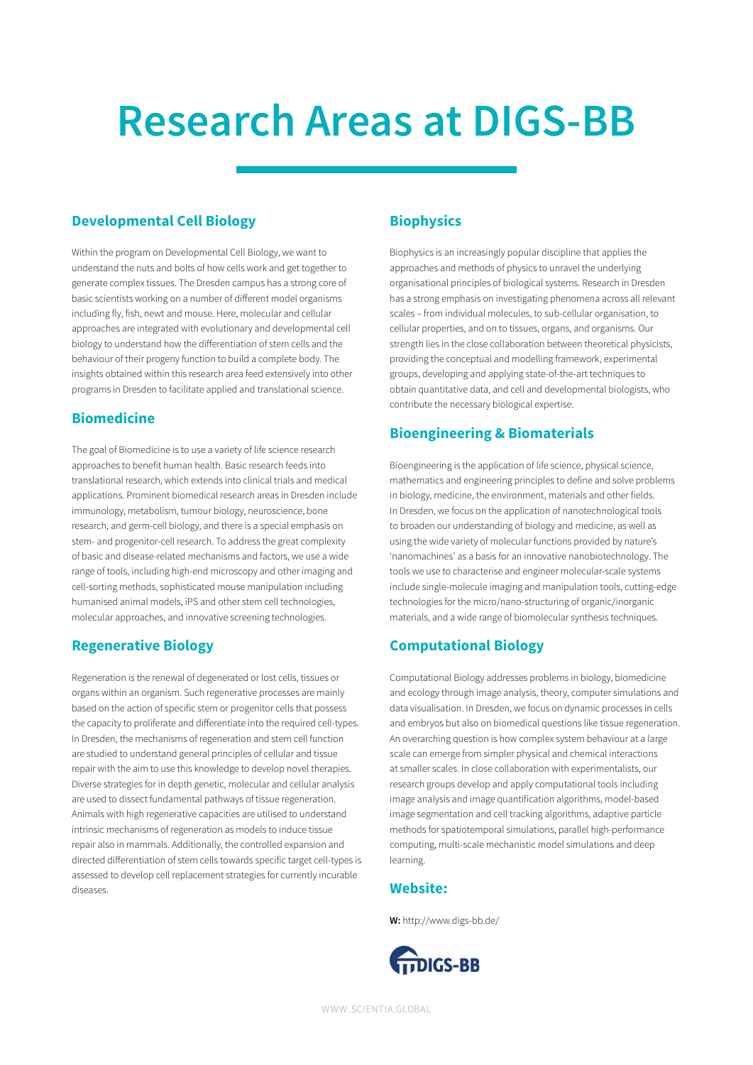# Research Areas at DIGS-BB

## Developmental Cell Biology

Within the program on Developmental Cell Biology, we want to understand the nuts and bolts of how cells work and get together to generate complex tissues. The Dresden campus has a strong core of basic scientists working on a number of different model organisms including fly, fish, newt and mouse. Here, molecular and cellular approaches are integrated with evolutionary and developmental cell biology to understand how the differentiation of stem cells and the behaviour of their progeny function to build a complete body. The insights obtained within this research area feed extensively into other programs in Dresden to facilitate applied and translational science.

## Biomedicine

The goal of Biomedicine is to use a variety of life science research approaches to benefit human health. Basic research feeds into translational research, which extends into clinical trials and medical applications. Prominent biomedical research areas in Dresden include immunology, metabolism, tumour biology, neuroscience, bone research, and germ-cell biology, and there is a special emphasis on stem- and progenitor-cell research. To address the great complexity of basic and disease-related mechanisms and factors, we use a wide range of tools, including high-end microscopy and other imaging and cell-sorting methods, sophisticated mouse manipulation including humanised animal models, iPS and other stem cell technologies, molecular approaches, and innovative screening technologies.

## Regenerative Biology

Regeneration is the renewal of degenerated or lost cells, tissues or organs within an organism. Such regenerative processes are mainly based on the action of specific stem or progenitor cells that possess the capacity to proliferate and differentiate into the required cell-types. In Dresden, the mechanisms of regeneration and stem cell function are studied to understand general principles of cellular and tissue repair with the aim to use this knowledge to develop novel therapies. Diverse strategies for in depth genetic, molecular and cellular analysis are used to dissect fundamental pathways of tissue regeneration. Animals with high regenerative capacities are utilised to understand intrinsic mechanisms of regeneration as models to induce tissue repair also in mammals. Additionally, the controlled expansion and directed differentiation of stem cells towards specific target cell-types is assessed to develop cell replacement strategies for currently incurable diseases.

## Biophysics

Biophysics is an increasingly popular discipline that applies the approaches and methods of physics to unravel the underlying organisational principles of biological systems. Research in Dresden has a strong emphasis on investigating phenomena across all relevant scales – from individual molecules, to sub-cellular organisation, to cellular properties, and on to tissues, organs, and organisms. Our strength lies in the close collaboration between theoretical physicists, providing the conceptual and modelling framework, experimental groups, developing and applying state-of-the-art techniques to obtain quantitative data, and cell and developmental biologists, who contribute the necessary biological expertise.

## Bioengineering & Biomaterials

Bioengineering is the application of life science, physical science, mathematics and engineering principles to define and solve problems in biology, medicine, the environment, materials and other fields. In Dresden, we focus on the application of nanotechnological tools to broaden our understanding of biology and medicine, as well as using the wide variety of molecular functions provided by nature's 'nanomachines' as a basis for an innovative nanobiotechnology. The tools we use to characterise and engineer molecular-scale systems include single-molecule imaging and manipulation tools, cutting-edge technologies for the micro/nano-structuring of organic/inorganic materials, and a wide range of biomolecular synthesis techniques.

## Computational Biology

Computational Biology addresses problems in biology, biomedicine and ecology through image analysis, theory, computer simulations and data visualisation. In Dresden, we focus on dynamic processes in cells and embryos but also on biomedical questions like tissue regeneration. An overarching question is how complex system behaviour at a large scale can emerge from simpler physical and chemical interactions at smaller scales. In close collaboration with experimentalists, our research groups develop and apply computational tools including image analysis and image quantification algorithms, model-based image segmentation and cell tracking algorithms, adaptive particle methods for spatiotemporal simulations, parallel high-performance computing, multi-scale mechanistic model simulations and deep learning.

## Website:

**W:** http://www.digs-bb.de/

DIGS-BB